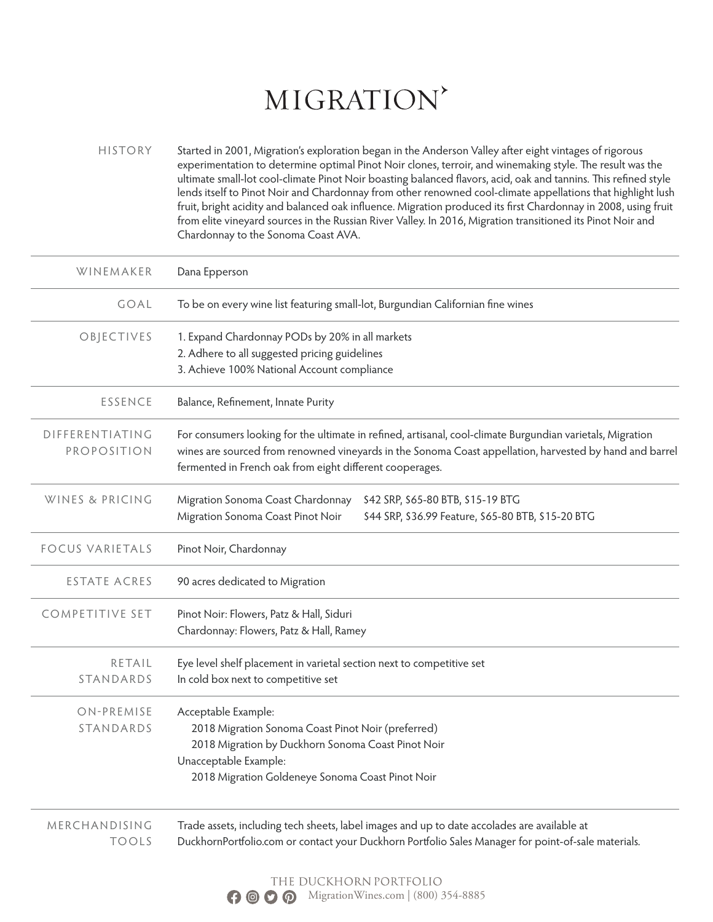# MIGRATION

| | |
|---|---|
| HISTORY | Started in 2001, Migration's exploration began in the Anderson Valley after eight vintages of rigorous experimentation to determine optimal Pinot Noir clones, terroir, and winemaking style. The result was the ultimate small-lot cool-climate Pinot Noir boasting balanced flavors, acid, oak and tannins. This refined style lends itself to Pinot Noir and Chardonnay from other renowned cool-climate appellations that highlight lush fruit, bright acidity and balanced oak influence. Migration produced its first Chardonnay in 2008, using fruit from elite vineyard sources in the Russian River Valley. In 2016, Migration transitioned its Pinot Noir and Chardonnay to the Sonoma Coast AVA. |
| WINEMAKER | Dana Epperson |
| GOAL | To be on every wine list featuring small-lot, Burgundian Californian fine wines |
| OBJECTIVES | 1. Expand Chardonnay PODs by 20% in all markets<br>2. Adhere to all suggested pricing guidelines<br>3. Achieve 100% National Account compliance |
| ESSENCE | Balance, Refinement, Innate Purity |
| DIFFERENTIATING PROPOSITION | For consumers looking for the ultimate in refined, artisanal, cool-climate Burgundian varietals, Migration wines are sourced from renowned vineyards in the Sonoma Coast appellation, harvested by hand and barrel fermented in French oak from eight different cooperages. |
| WINES & PRICING | Migration Sonoma Coast Chardonnay — $42 SRP, $65-80 BTB, $15-19 BTG<br>Migration Sonoma Coast Pinot Noir — $44 SRP, $36.99 Feature, $65-80 BTB, $15-20 BTG |
| FOCUS VARIETALS | Pinot Noir, Chardonnay |
| ESTATE ACRES | 90 acres dedicated to Migration |
| COMPETITIVE SET | Pinot Noir: Flowers, Patz & Hall, Siduri<br>Chardonnay: Flowers, Patz & Hall, Ramey |
| RETAIL STANDARDS | Eye level shelf placement in varietal section next to competitive set<br>In cold box next to competitive set |
| ON-PREMISE STANDARDS | Acceptable Example:<br>2018 Migration Sonoma Coast Pinot Noir (preferred)<br>2018 Migration by Duckhorn Sonoma Coast Pinot Noir<br>Unacceptable Example:<br>2018 Migration Goldeneye Sonoma Coast Pinot Noir |
| MERCHANDISING TOOLS | Trade assets, including tech sheets, label images and up to date accolades are available at DuckhornPortfolio.com or contact your Duckhorn Portfolio Sales Manager for point-of-sale materials. |

THE DUCKHORN PORTFOLIO
MigrationWines.com | (800) 354-8885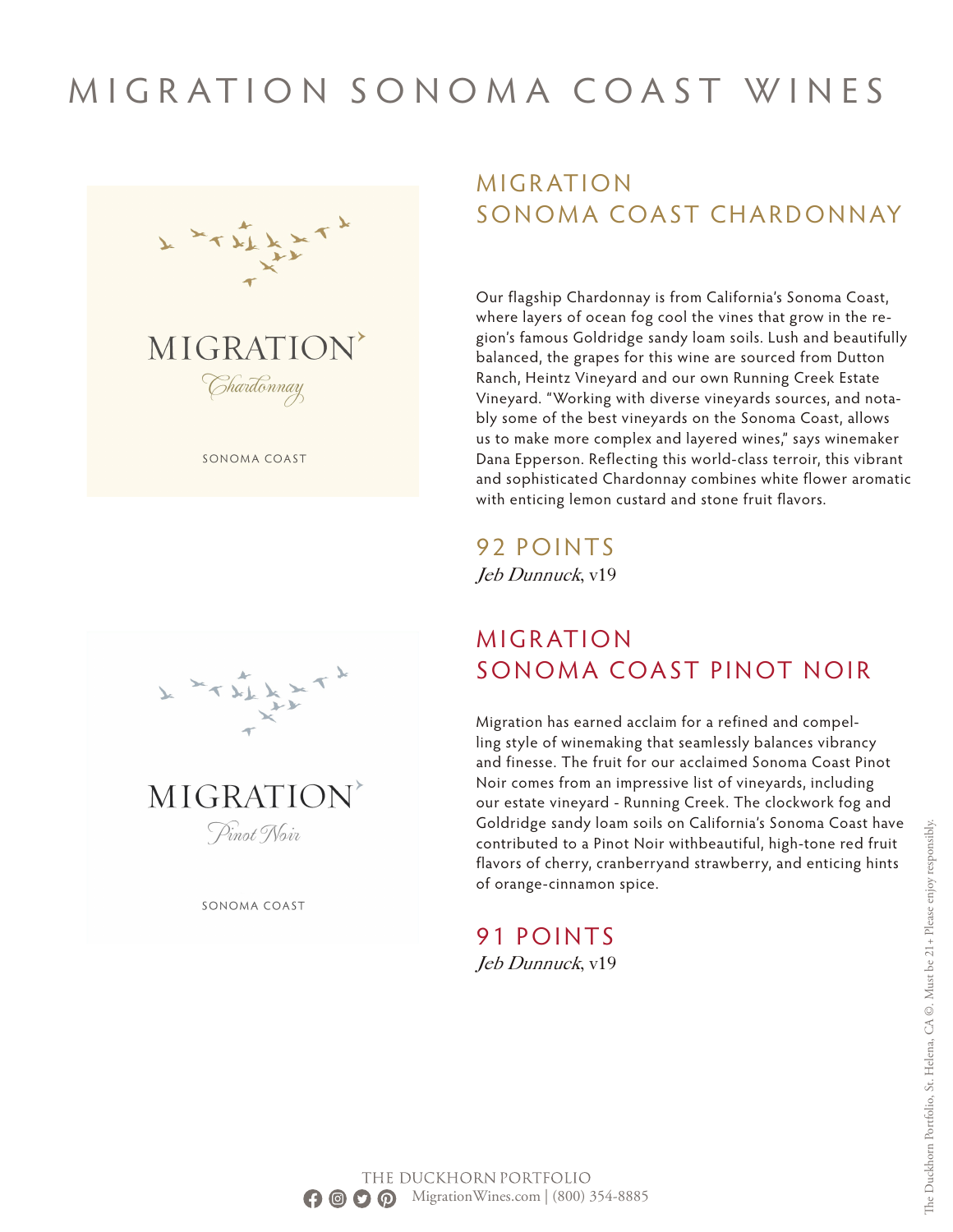# MIGRATION SONOMA COAST WINES

MIGRATION

*Chardonnay*

SONOMA COAST

## MIGRATION SONOMA COAST CHARDONNAY

Our flagship Chardonnay is from California's Sonoma Coast, where layers of ocean fog cool the vines that grow in the region's famous Goldridge sandy loam soils. Lush and beautifully balanced, the grapes for this wine are sourced from Dutton Ranch, Heintz Vineyard and our own Running Creek Estate Vineyard. "Working with diverse vineyards sources, and notably some of the best vineyards on the Sonoma Coast, allows us to make more complex and layered wines," says winemaker Dana Epperson. Reflecting this world-class terroir, this vibrant and sophisticated Chardonnay combines white flower aromatic with enticing lemon custard and stone fruit flavors.

### 92 POINTS

*Jeb Dunnuck*, v19

MIGRATION

*Pinot Noir*

SONOMA COAST

## MIGRATION SONOMA COAST PINOT NOIR

Migration has earned acclaim for a refined and compelling style of winemaking that seamlessly balances vibrancy and finesse. The fruit for our acclaimed Sonoma Coast Pinot Noir comes from an impressive list of vineyards, including our estate vineyard - Running Creek. The clockwork fog and Goldridge sandy loam soils on California's Sonoma Coast have contributed to a Pinot Noir withbeautiful, high-tone red fruit flavors of cherry, cranberryand strawberry, and enticing hints of orange-cinnamon spice.

### 91 POINTS

*Jeb Dunnuck*, v19

THE DUCKHORN PORTFOLIO

MigrationWines.com | (800) 354-8885

The Duckhorn Portfolio, St. Helena, CA ©. Must be 21+ Please enjoy responsibly.